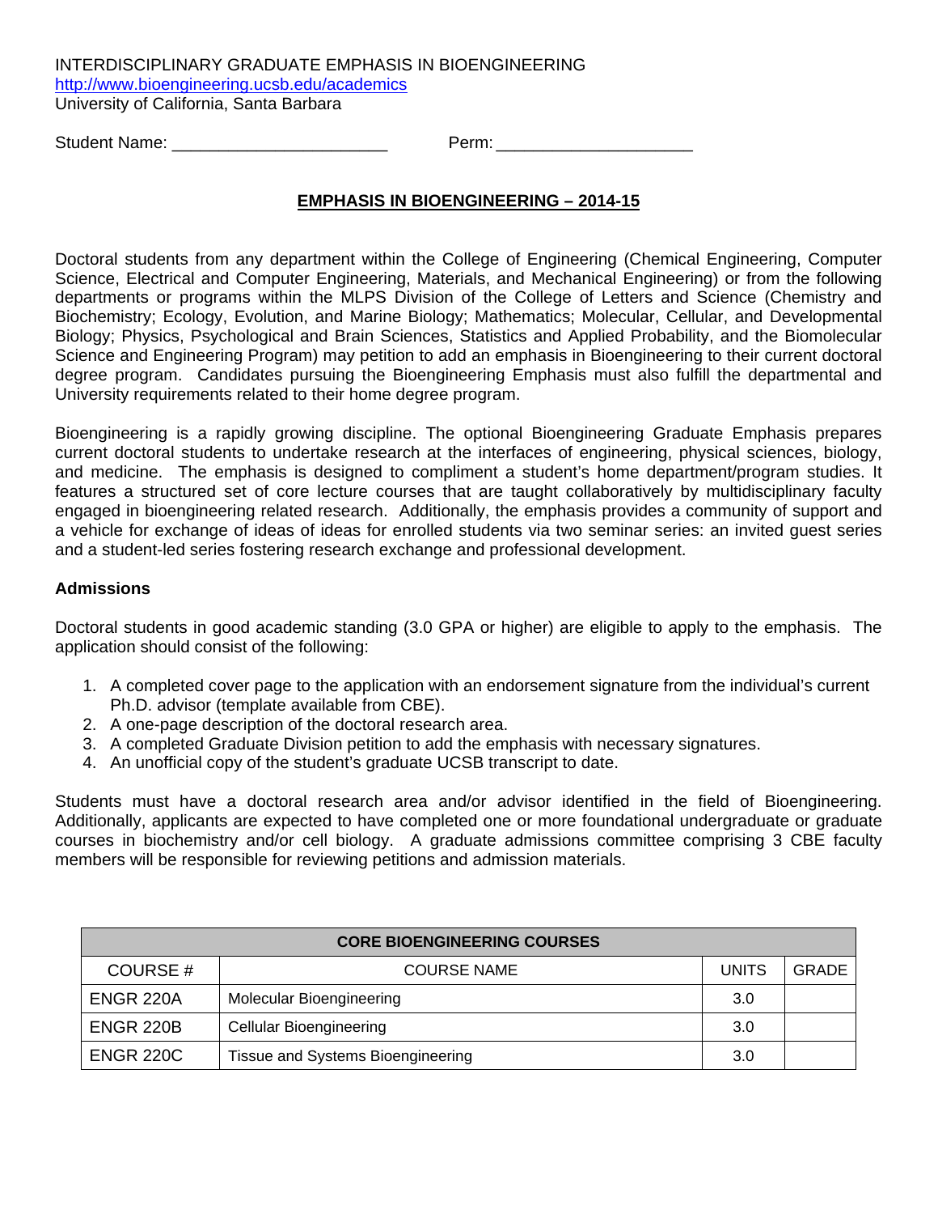INTERDISCIPLINARY GRADUATE EMPHASIS IN BIOENGINEERING
http://www.bioengineering.ucsb.edu/academics
University of California, Santa Barbara

Student Name: _______________________ Perm: _____________________

## EMPHASIS IN BIOENGINEERING – 2014-15

Doctoral students from any department within the College of Engineering (Chemical Engineering, Computer Science, Electrical and Computer Engineering, Materials, and Mechanical Engineering) or from the following departments or programs within the MLPS Division of the College of Letters and Science (Chemistry and Biochemistry; Ecology, Evolution, and Marine Biology; Mathematics; Molecular, Cellular, and Developmental Biology; Physics, Psychological and Brain Sciences, Statistics and Applied Probability, and the Biomolecular Science and Engineering Program) may petition to add an emphasis in Bioengineering to their current doctoral degree program. Candidates pursuing the Bioengineering Emphasis must also fulfill the departmental and University requirements related to their home degree program.

Bioengineering is a rapidly growing discipline. The optional Bioengineering Graduate Emphasis prepares current doctoral students to undertake research at the interfaces of engineering, physical sciences, biology, and medicine. The emphasis is designed to compliment a student's home department/program studies. It features a structured set of core lecture courses that are taught collaboratively by multidisciplinary faculty engaged in bioengineering related research. Additionally, the emphasis provides a community of support and a vehicle for exchange of ideas of ideas for enrolled students via two seminar series: an invited guest series and a student-led series fostering research exchange and professional development.

### Admissions

Doctoral students in good academic standing (3.0 GPA or higher) are eligible to apply to the emphasis. The application should consist of the following:

1. A completed cover page to the application with an endorsement signature from the individual's current Ph.D. advisor (template available from CBE).
2. A one-page description of the doctoral research area.
3. A completed Graduate Division petition to add the emphasis with necessary signatures.
4. An unofficial copy of the student's graduate UCSB transcript to date.

Students must have a doctoral research area and/or advisor identified in the field of Bioengineering. Additionally, applicants are expected to have completed one or more foundational undergraduate or graduate courses in biochemistry and/or cell biology. A graduate admissions committee comprising 3 CBE faculty members will be responsible for reviewing petitions and admission materials.

| CORE BIOENGINEERING COURSES | | | |
|---|---|---|---|
| COURSE # | COURSE NAME | UNITS | GRADE |
| ENGR 220A | Molecular Bioengineering | 3.0 | |
| ENGR 220B | Cellular Bioengineering | 3.0 | |
| ENGR 220C | Tissue and Systems Bioengineering | 3.0 | |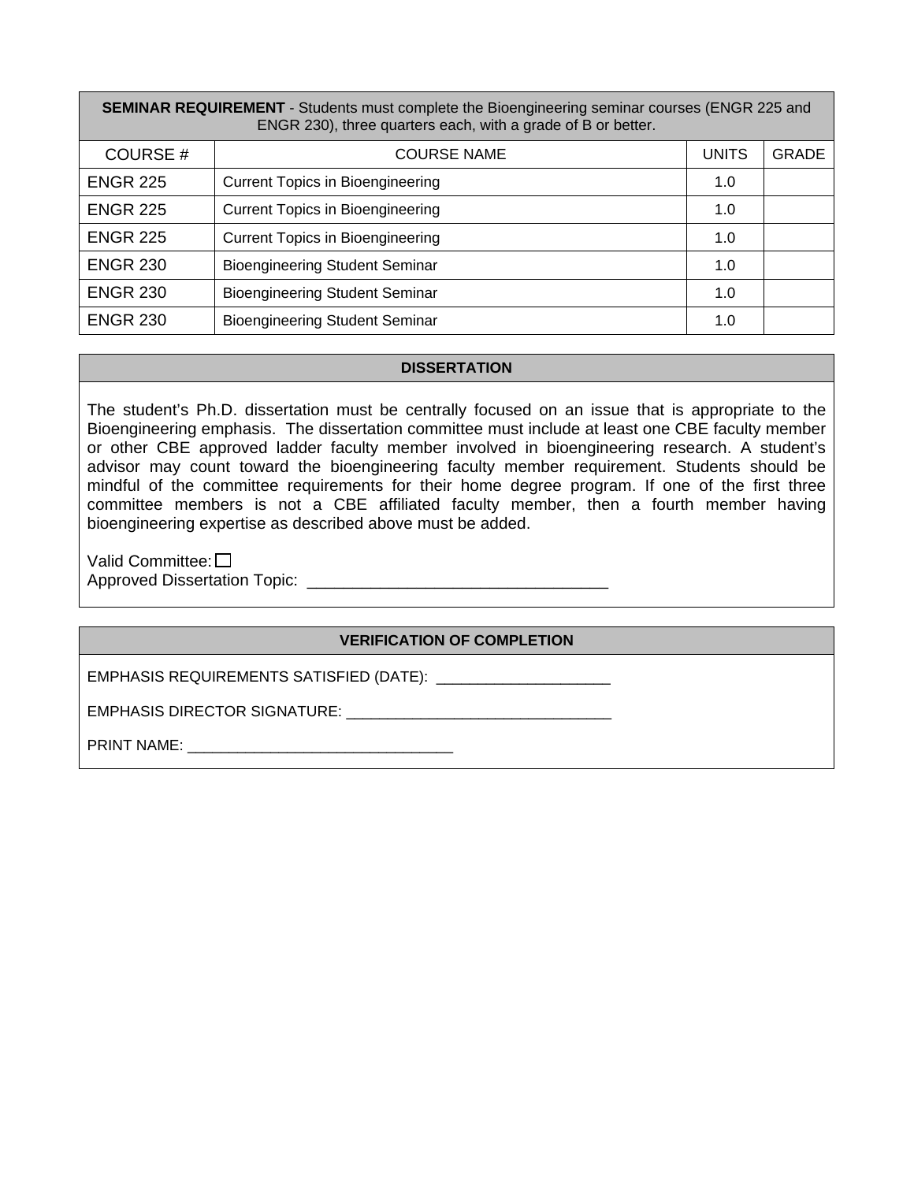| **SEMINAR REQUIREMENT** - Students must complete the Bioengineering seminar courses (ENGR 225 and ENGR 230), three quarters each, with a grade of B or better. | | | |
|---|---|---|---|
| COURSE # | COURSE NAME | UNITS | GRADE |
| ENGR 225 | Current Topics in Bioengineering | 1.0 | |
| ENGR 225 | Current Topics in Bioengineering | 1.0 | |
| ENGR 225 | Current Topics in Bioengineering | 1.0 | |
| ENGR 230 | Bioengineering Student Seminar | 1.0 | |
| ENGR 230 | Bioengineering Student Seminar | 1.0 | |
| ENGR 230 | Bioengineering Student Seminar | 1.0 | |

## DISSERTATION

The student's Ph.D. dissertation must be centrally focused on an issue that is appropriate to the Bioengineering emphasis. The dissertation committee must include at least one CBE faculty member or other CBE approved ladder faculty member involved in bioengineering research. A student's advisor may count toward the bioengineering faculty member requirement. Students should be mindful of the committee requirements for their home degree program. If one of the first three committee members is not a CBE affiliated faculty member, then a fourth member having bioengineering expertise as described above must be added.

Valid Committee: ☐

Approved Dissertation Topic: ________________________________

## VERIFICATION OF COMPLETION

EMPHASIS REQUIREMENTS SATISFIED (DATE): ____________________

EMPHASIS DIRECTOR SIGNATURE: ______________________________

PRINT NAME: ______________________________